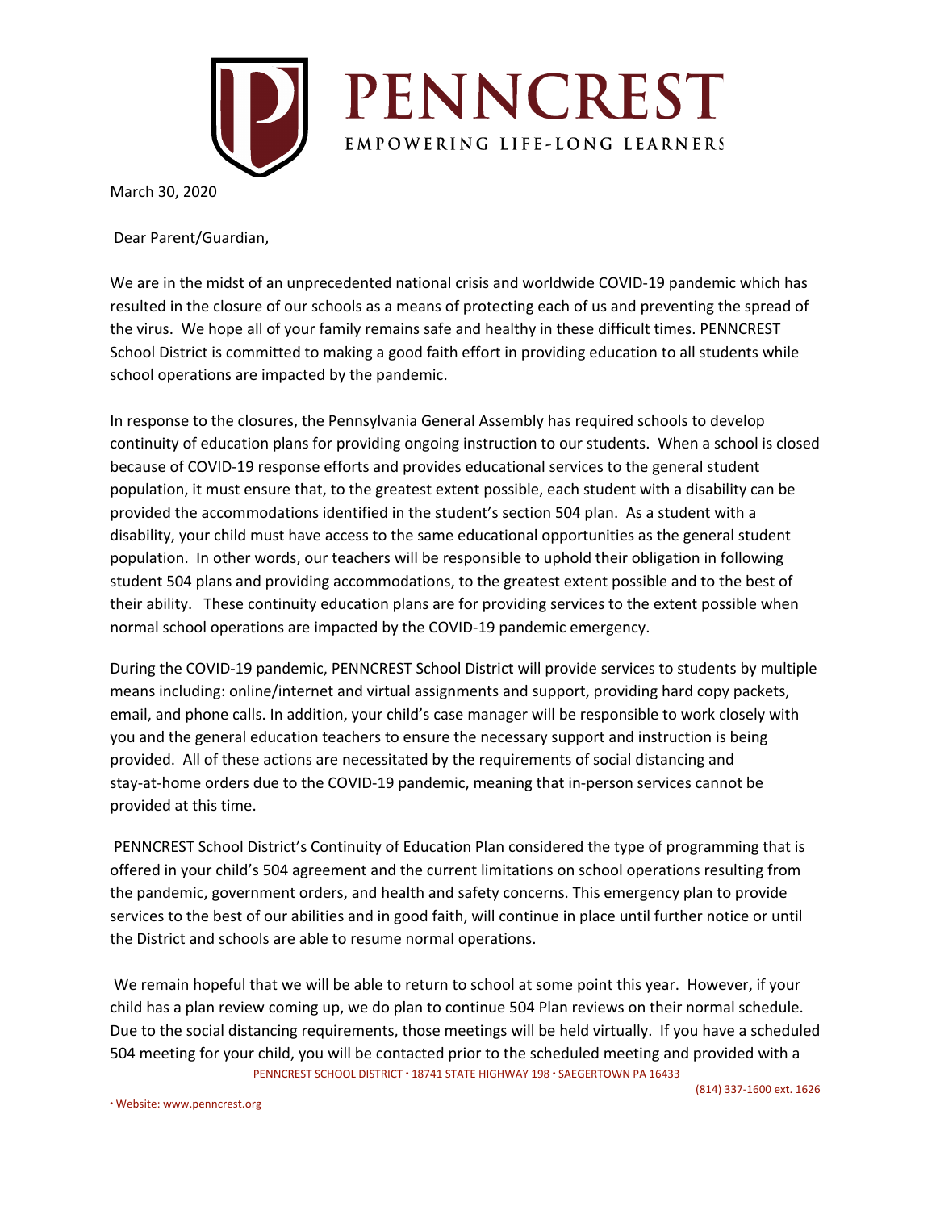# PENNCREST

EMPOWERING LIFE-LONG LEARNERS

March 30, 2020

Dear Parent/Guardian,

We are in the midst of an unprecedented national crisis and worldwide COVID-19 pandemic which has resulted in the closure of our schools as a means of protecting each of us and preventing the spread of the virus. We hope all of your family remains safe and healthy in these difficult times. PENNCREST School District is committed to making a good faith effort in providing education to all students while school operations are impacted by the pandemic.

In response to the closures, the Pennsylvania General Assembly has required schools to develop continuity of education plans for providing ongoing instruction to our students. When a school is closed because of COVID-19 response efforts and provides educational services to the general student population, it must ensure that, to the greatest extent possible, each student with a disability can be provided the accommodations identified in the student's section 504 plan. As a student with a disability, your child must have access to the same educational opportunities as the general student population. In other words, our teachers will be responsible to uphold their obligation in following student 504 plans and providing accommodations, to the greatest extent possible and to the best of their ability. These continuity education plans are for providing services to the extent possible when normal school operations are impacted by the COVID-19 pandemic emergency.

During the COVID-19 pandemic, PENNCREST School District will provide services to students by multiple means including: online/internet and virtual assignments and support, providing hard copy packets, email, and phone calls. In addition, your child's case manager will be responsible to work closely with you and the general education teachers to ensure the necessary support and instruction is being provided. All of these actions are necessitated by the requirements of social distancing and stay-at-home orders due to the COVID-19 pandemic, meaning that in-person services cannot be provided at this time.

PENNCREST School District's Continuity of Education Plan considered the type of programming that is offered in your child's 504 agreement and the current limitations on school operations resulting from the pandemic, government orders, and health and safety concerns. This emergency plan to provide services to the best of our abilities and in good faith, will continue in place until further notice or until the District and schools are able to resume normal operations.

We remain hopeful that we will be able to return to school at some point this year. However, if your child has a plan review coming up, we do plan to continue 504 Plan reviews on their normal schedule. Due to the social distancing requirements, those meetings will be held virtually. If you have a scheduled 504 meeting for your child, you will be contacted prior to the scheduled meeting and provided with a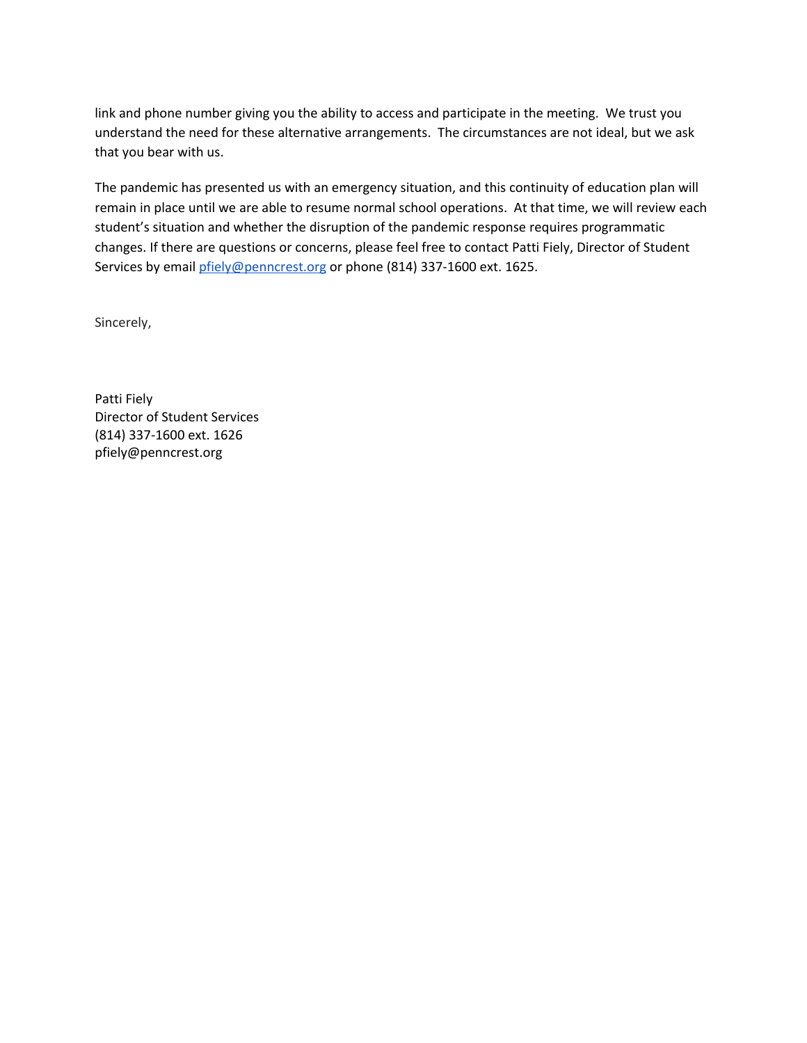link and phone number giving you the ability to access and participate in the meeting. We trust you understand the need for these alternative arrangements. The circumstances are not ideal, but we ask that you bear with us.

The pandemic has presented us with an emergency situation, and this continuity of education plan will remain in place until we are able to resume normal school operations. At that time, we will review each student's situation and whether the disruption of the pandemic response requires programmatic changes. If there are questions or concerns, please feel free to contact Patti Fiely, Director of Student Services by email pfiely@penncrest.org or phone (814) 337-1600 ext. 1625.

Sincerely,

Patti Fiely
Director of Student Services
(814) 337-1600 ext. 1626
pfiely@penncrest.org